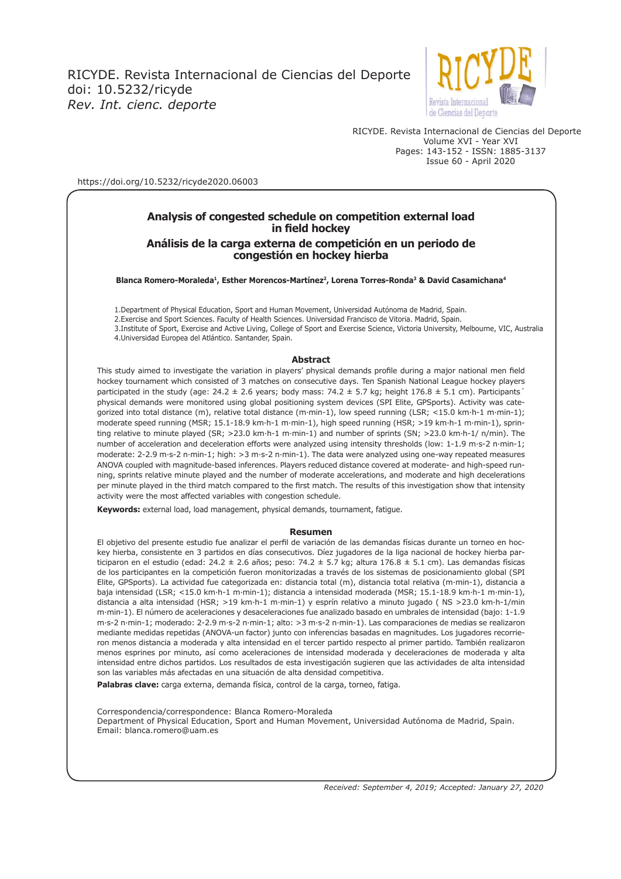RICYDE. Revista Internacional de Ciencias del Deporte
doi: 10.5232/ricyde
*Rev. Int. cienc. deporte*

RICYDE. Revista Internacional de Ciencias del Deporte
Volume XVI - Year XVI
Pages: 143-152 - ISSN: 1885-3137
Issue 60 - April 2020

https://doi.org/10.5232/ricyde2020.06003

# Analysis of congested schedule on competition external load in field hockey

# Análisis de la carga externa de competición en un periodo de congestión en hockey hierba

**Blanca Romero-Moraleda[1], Esther Morencos-Martínez[2], Lorena Torres-Ronda[3] & David Casamichana[4]**

1.Department of Physical Education, Sport and Human Movement, Universidad Autónoma de Madrid, Spain.
2.Exercise and Sport Sciences. Faculty of Health Sciences. Universidad Francisco de Vitoria. Madrid, Spain.
3.Institute of Sport, Exercise and Active Living, College of Sport and Exercise Science, Victoria University, Melbourne, VIC, Australia
4.Universidad Europea del Atlántico. Santander, Spain.

## Abstract

This study aimed to investigate the variation in players' physical demands profile during a major national men field hockey tournament which consisted of 3 matches on consecutive days. Ten Spanish National League hockey players participated in the study (age: 24.2 ± 2.6 years; body mass: 74.2 ± 5.7 kg; height 176.8 ± 5.1 cm). Participants´ physical demands were monitored using global positioning system devices (SPI Elite, GPSports). Activity was categorized into total distance (m), relative total distance (m·min-1), low speed running (LSR; <15.0 km·h-1 m·min-1); moderate speed running (MSR; 15.1-18.9 km·h-1 m·min-1), high speed running (HSR; >19 km·h-1 m·min-1), sprinting relative to minute played (SR; >23.0 km·h-1 m·min-1) and number of sprints (SN; >23.0 km·h-1/ n/min). The number of acceleration and deceleration efforts were analyzed using intensity thresholds (low: 1-1.9 m·s-2 n·min-1; moderate: 2-2.9 m·s-2 n·min-1; high: >3 m·s-2 n·min-1). The data were analyzed using one-way repeated measures ANOVA coupled with magnitude-based inferences. Players reduced distance covered at moderate- and high-speed running, sprints relative minute played and the number of moderate accelerations, and moderate and high decelerations per minute played in the third match compared to the first match. The results of this investigation show that intensity activity were the most affected variables with congestion schedule.

**Keywords:** external load, load management, physical demands, tournament, fatigue.

## Resumen

El objetivo del presente estudio fue analizar el perfil de variación de las demandas físicas durante un torneo en hockey hierba, consistente en 3 partidos en días consecutivos. Díez jugadores de la liga nacional de hockey hierba participaron en el estudio (edad: 24.2 ± 2.6 años; peso: 74.2 ± 5.7 kg; altura 176.8 ± 5.1 cm). Las demandas físicas de los participantes en la competición fueron monitorizadas a través de los sistemas de posicionamiento global (SPI Elite, GPSports). La actividad fue categorizada en: distancia total (m), distancia total relativa (m·min-1), distancia a baja intensidad (LSR; <15.0 km·h-1 m·min-1); distancia a intensidad moderada (MSR; 15.1-18.9 km·h-1 m·min-1), distancia a alta intensidad (HSR; >19 km·h-1 m·min-1) y esprín relativo a minuto jugado ( NS >23.0 km·h-1/min m·min-1). El número de aceleraciones y desaceleraciones fue analizado basado en umbrales de intensidad (bajo: 1-1.9 m·s-2 n·min-1; moderado: 2-2.9 m·s-2 n·min-1; alto: >3 m·s-2 n·min-1). Las comparaciones de medias se realizaron mediante medidas repetidas (ANOVA-un factor) junto con inferencias basadas en magnitudes. Los jugadores recorrieron menos distancia a moderada y alta intensidad en el tercer partido respecto al primer partido. También realizaron menos esprines por minuto, así como aceleraciones de intensidad moderada y deceleraciones de moderada y alta intensidad entre dichos partidos. Los resultados de esta investigación sugieren que las actividades de alta intensidad son las variables más afectadas en una situación de alta densidad competitiva.

**Palabras clave:** carga externa, demanda física, control de la carga, torneo, fatiga.

Correspondencia/correspondence: Blanca Romero-Moraleda
Department of Physical Education, Sport and Human Movement, Universidad Autónoma de Madrid, Spain.
Email: blanca.romero@uam.es

*Received: September 4, 2019; Accepted: January 27, 2020*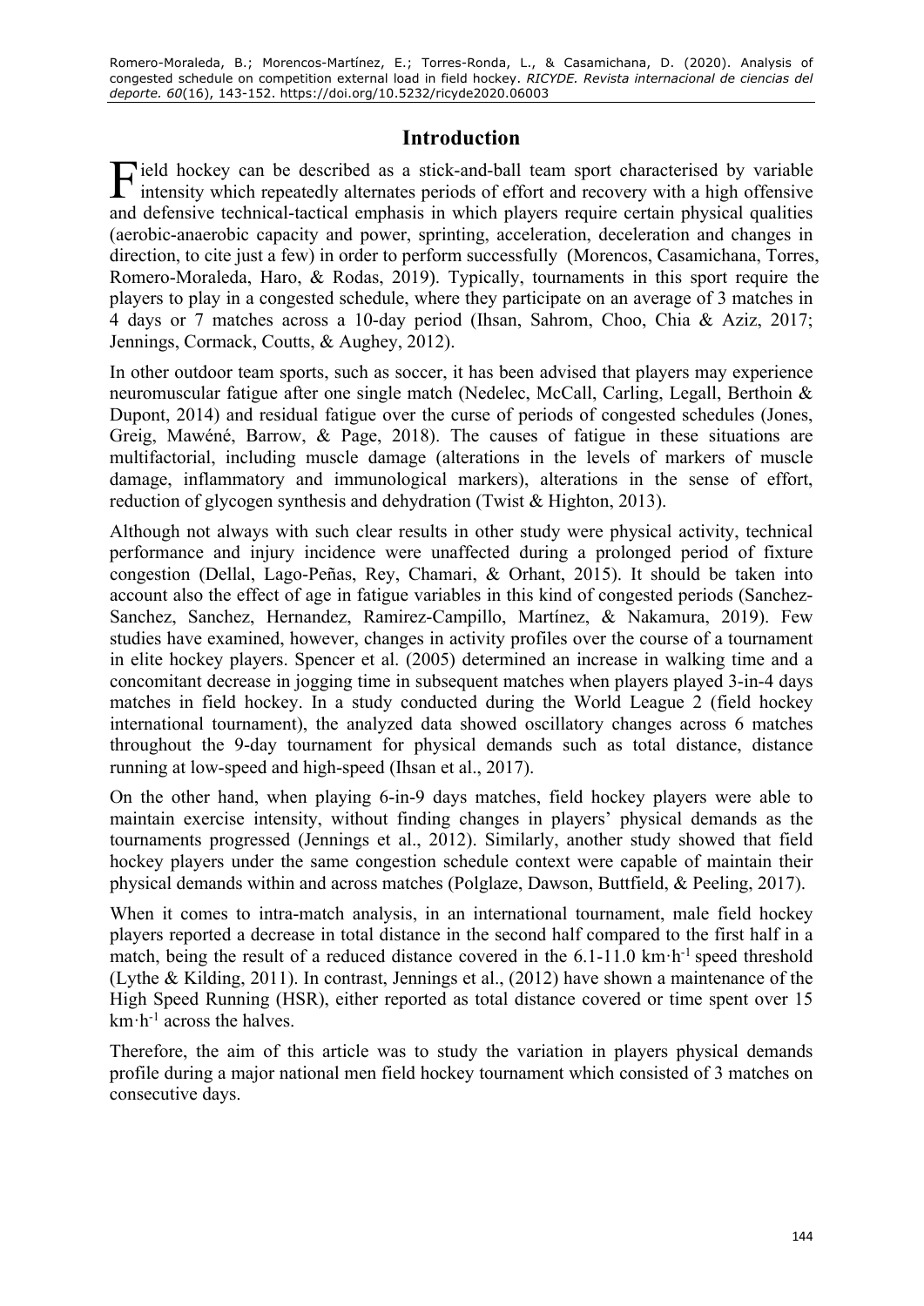## Introduction

Field hockey can be described as a stick-and-ball team sport characterised by variable intensity which repeatedly alternates periods of effort and recovery with a high offensive and defensive technical-tactical emphasis in which players require certain physical qualities (aerobic-anaerobic capacity and power, sprinting, acceleration, deceleration and changes in direction, to cite just a few) in order to perform successfully (Morencos, Casamichana, Torres, Romero-Moraleda, Haro, & Rodas, 2019). Typically, tournaments in this sport require the players to play in a congested schedule, where they participate on an average of 3 matches in 4 days or 7 matches across a 10-day period (Ihsan, Sahrom, Choo, Chia & Aziz, 2017; Jennings, Cormack, Coutts, & Aughey, 2012).

In other outdoor team sports, such as soccer, it has been advised that players may experience neuromuscular fatigue after one single match (Nedelec, McCall, Carling, Legall, Berthoin & Dupont, 2014) and residual fatigue over the curse of periods of congested schedules (Jones, Greig, Mawéné, Barrow, & Page, 2018). The causes of fatigue in these situations are multifactorial, including muscle damage (alterations in the levels of markers of muscle damage, inflammatory and immunological markers), alterations in the sense of effort, reduction of glycogen synthesis and dehydration (Twist & Highton, 2013).

Although not always with such clear results in other study were physical activity, technical performance and injury incidence were unaffected during a prolonged period of fixture congestion (Dellal, Lago-Peñas, Rey, Chamari, & Orhant, 2015). It should be taken into account also the effect of age in fatigue variables in this kind of congested periods (Sanchez-Sanchez, Sanchez, Hernandez, Ramirez-Campillo, Martínez, & Nakamura, 2019). Few studies have examined, however, changes in activity profiles over the course of a tournament in elite hockey players. Spencer et al. (2005) determined an increase in walking time and a concomitant decrease in jogging time in subsequent matches when players played 3-in-4 days matches in field hockey. In a study conducted during the World League 2 (field hockey international tournament), the analyzed data showed oscillatory changes across 6 matches throughout the 9-day tournament for physical demands such as total distance, distance running at low-speed and high-speed (Ihsan et al., 2017).

On the other hand, when playing 6-in-9 days matches, field hockey players were able to maintain exercise intensity, without finding changes in players' physical demands as the tournaments progressed (Jennings et al., 2012). Similarly, another study showed that field hockey players under the same congestion schedule context were capable of maintain their physical demands within and across matches (Polglaze, Dawson, Buttfield, & Peeling, 2017).

When it comes to intra-match analysis, in an international tournament, male field hockey players reported a decrease in total distance in the second half compared to the first half in a match, being the result of a reduced distance covered in the 6.1-11.0 $km \cdot h^{-1}$ speed threshold (Lythe & Kilding, 2011). In contrast, Jennings et al., (2012) have shown a maintenance of the High Speed Running (HSR), either reported as total distance covered or time spent over 15 $km \cdot h^{-1}$ across the halves.

Therefore, the aim of this article was to study the variation in players physical demands profile during a major national men field hockey tournament which consisted of 3 matches on consecutive days.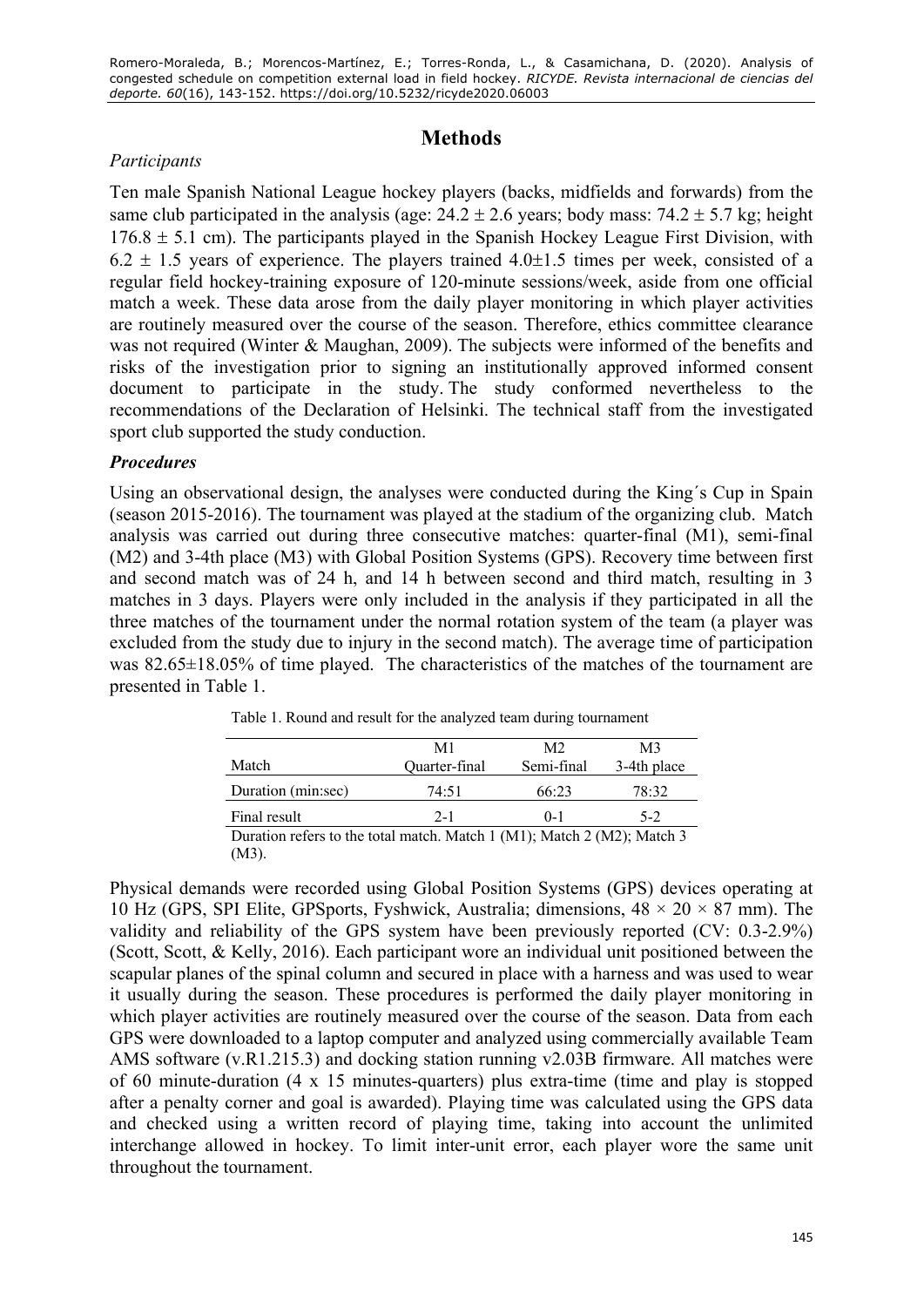## Methods

### *Participants*

Ten male Spanish National League hockey players (backs, midfields and forwards) from the same club participated in the analysis (age: 24.2 ± 2.6 years; body mass: 74.2 ± 5.7 kg; height 176.8 ± 5.1 cm). The participants played in the Spanish Hockey League First Division, with 6.2 ± 1.5 years of experience. The players trained 4.0±1.5 times per week, consisted of a regular field hockey-training exposure of 120-minute sessions/week, aside from one official match a week. These data arose from the daily player monitoring in which player activities are routinely measured over the course of the season. Therefore, ethics committee clearance was not required (Winter & Maughan, 2009). The subjects were informed of the benefits and risks of the investigation prior to signing an institutionally approved informed consent document to participate in the study. The study conformed nevertheless to the recommendations of the Declaration of Helsinki. The technical staff from the investigated sport club supported the study conduction.

### ***Procedures***

Using an observational design, the analyses were conducted during the King´s Cup in Spain (season 2015-2016). The tournament was played at the stadium of the organizing club. Match analysis was carried out during three consecutive matches: quarter-final (M1), semi-final (M2) and 3-4th place (M3) with Global Position Systems (GPS). Recovery time between first and second match was of 24 h, and 14 h between second and third match, resulting in 3 matches in 3 days. Players were only included in the analysis if they participated in all the three matches of the tournament under the normal rotation system of the team (a player was excluded from the study due to injury in the second match). The average time of participation was 82.65±18.05% of time played. The characteristics of the matches of the tournament are presented in Table 1.

Table 1. Round and result for the analyzed team during tournament

| Match | M1<br>Quarter-final | M2<br>Semi-final | M3<br>3-4th place |
|---|---|---|---|
| Duration (min:sec) | 74:51 | 66:23 | 78:32 |
| Final result | 2-1 | 0-1 | 5-2 |

Duration refers to the total match. Match 1 (M1); Match 2 (M2); Match 3 (M3).

Physical demands were recorded using Global Position Systems (GPS) devices operating at 10 Hz (GPS, SPI Elite, GPSports, Fyshwick, Australia; dimensions, 48 × 20 × 87 mm). The validity and reliability of the GPS system have been previously reported (CV: 0.3-2.9%) (Scott, Scott, & Kelly, 2016). Each participant wore an individual unit positioned between the scapular planes of the spinal column and secured in place with a harness and was used to wear it usually during the season. These procedures is performed the daily player monitoring in which player activities are routinely measured over the course of the season. Data from each GPS were downloaded to a laptop computer and analyzed using commercially available Team AMS software (v.R1.215.3) and docking station running v2.03B firmware. All matches were of 60 minute-duration (4 x 15 minutes-quarters) plus extra-time (time and play is stopped after a penalty corner and goal is awarded). Playing time was calculated using the GPS data and checked using a written record of playing time, taking into account the unlimited interchange allowed in hockey. To limit inter-unit error, each player wore the same unit throughout the tournament.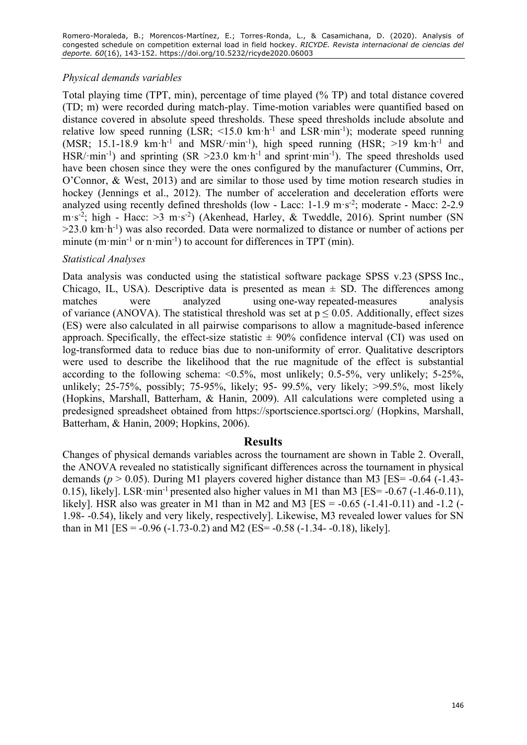### *Physical demands variables*

Total playing time (TPT, min), percentage of time played (% TP) and total distance covered (TD; m) were recorded during match-play. Time-motion variables were quantified based on distance covered in absolute speed thresholds. These speed thresholds include absolute and relative low speed running (LSR; <15.0 km·h$^{-1}$ and LSR·min$^{-1}$); moderate speed running (MSR; 15.1-18.9 km·h$^{-1}$ and MSR/·min$^{-1}$), high speed running (HSR; >19 km·h$^{-1}$ and HSR/·min$^{-1}$) and sprinting (SR >23.0 km·h$^{-1}$ and sprint·min$^{-1}$). The speed thresholds used have been chosen since they were the ones configured by the manufacturer (Cummins, Orr, O'Connor, & West, 2013) and are similar to those used by time motion research studies in hockey (Jennings et al., 2012). The number of acceleration and deceleration efforts were analyzed using recently defined thresholds (low - Lacc: 1-1.9 m·s$^{-2}$; moderate - Macc: 2-2.9 m·s$^{-2}$; high - Hacc: >3 m·s$^{-2}$) (Akenhead, Harley, & Tweddle, 2016). Sprint number (SN >23.0 km·h$^{-1}$) was also recorded. Data were normalized to distance or number of actions per minute (m·min$^{-1}$ or n·min$^{-1}$) to account for differences in TPT (min).

### *Statistical Analyses*

Data analysis was conducted using the statistical software package SPSS v.23 (SPSS Inc., Chicago, IL, USA). Descriptive data is presented as mean ± SD. The differences among matches were analyzed using one-way repeated-measures analysis of variance (ANOVA). The statistical threshold was set at $p \leq 0.05$. Additionally, effect sizes (ES) were also calculated in all pairwise comparisons to allow a magnitude-based inference approach. Specifically, the effect-size statistic ± 90% confidence interval (CI) was used on log-transformed data to reduce bias due to non-uniformity of error. Qualitative descriptors were used to describe the likelihood that the rue magnitude of the effect is substantial according to the following schema: <0.5%, most unlikely; 0.5-5%, very unlikely; 5-25%, unlikely; 25-75%, possibly; 75-95%, likely; 95- 99.5%, very likely; >99.5%, most likely (Hopkins, Marshall, Batterham, & Hanin, 2009). All calculations were completed using a predesigned spreadsheet obtained from https://sportscience.sportsci.org/ (Hopkins, Marshall, Batterham, & Hanin, 2009; Hopkins, 2006).

## Results

Changes of physical demands variables across the tournament are shown in Table 2. Overall, the ANOVA revealed no statistically significant differences across the tournament in physical demands ($p > 0.05$). During M1 players covered higher distance than M3 [ES= -0.64 (-1.43-0.15), likely]. LSR·min$^{-1}$ presented also higher values in M1 than M3 [ES= -0.67 (-1.46-0.11), likely]. HSR also was greater in M1 than in M2 and M3 [ES = -0.65 (-1.41-0.11) and -1.2 (-1.98- -0.54), likely and very likely, respectively]. Likewise, M3 revealed lower values for SN than in M1 [ES = -0.96 (-1.73-0.2) and M2 (ES= -0.58 (-1.34- -0.18), likely].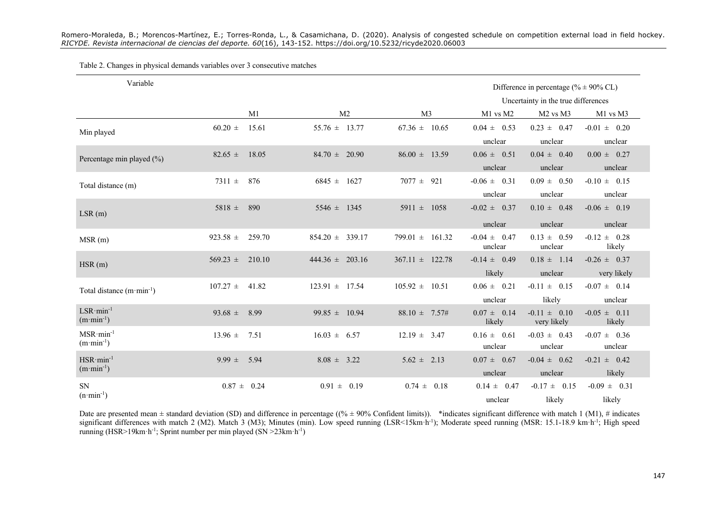Table 2. Changes in physical demands variables over 3 consecutive matches

| Variable | M1 | M2 | M3 | Difference in percentage (% ± 90% CL) Uncertainty in the true differences M1 vs M2 | M2 vs M3 | M1 vs M3 |
|---|---|---|---|---|---|---|
| Min played | 60.20 ± 15.61 | 55.76 ± 13.77 | 67.36 ± 10.65 | 0.04 ± 0.53 unclear | 0.23 ± 0.47 unclear | -0.01 ± 0.20 unclear |
| Percentage min played (%) | 82.65 ± 18.05 | 84.70 ± 20.90 | 86.00 ± 13.59 | 0.06 ± 0.51 unclear | 0.04 ± 0.40 unclear | 0.00 ± 0.27 unclear |
| Total distance (m) | 7311 ± 876 | 6845 ± 1627 | 7077 ± 921 | -0.06 ± 0.31 unclear | 0.09 ± 0.50 unclear | -0.10 ± 0.15 unclear |
| LSR (m) | 5818 ± 890 | 5546 ± 1345 | 5911 ± 1058 | -0.02 ± 0.37 unclear | 0.10 ± 0.48 unclear | -0.06 ± 0.19 unclear |
| MSR (m) | 923.58 ± 259.70 | 854.20 ± 339.17 | 799.01 ± 161.32 | -0.04 ± 0.47 unclear | 0.13 ± 0.59 unclear | -0.12 ± 0.28 likely |
| HSR (m) | 569.23 ± 210.10 | 444.36 ± 203.16 | 367.11 ± 122.78 | -0.14 ± 0.49 likely | 0.18 ± 1.14 unclear | -0.26 ± 0.37 very likely |
| Total distance ($m \cdot min^{-1}$) | 107.27 ± 41.82 | 123.91 ± 17.54 | 105.92 ± 10.51 | 0.06 ± 0.21 unclear | -0.11 ± 0.15 likely | -0.07 ± 0.14 unclear |
| $LSR \cdot min^{-1}$ ($m \cdot min^{-1}$) | 93.68 ± 8.99 | 99.85 ± 10.94 | 88.10 ± 7.57# | 0.07 ± 0.14 likely | -0.11 ± 0.10 very likely | -0.05 ± 0.11 likely |
| $MSR \cdot min^{-1}$ ($m \cdot min^{-1}$) | 13.96 ± 7.51 | 16.03 ± 6.57 | 12.19 ± 3.47 | 0.16 ± 0.61 unclear | -0.03 ± 0.43 unclear | -0.07 ± 0.36 unclear |
| $HSR \cdot min^{-1}$ ($m \cdot min^{-1}$) | 9.99 ± 5.94 | 8.08 ± 3.22 | 5.62 ± 2.13 | 0.07 ± 0.67 unclear | -0.04 ± 0.62 unclear | -0.21 ± 0.42 likely |
| SN ($n \cdot min^{-1}$) | 0.87 ± 0.24 | 0.91 ± 0.19 | 0.74 ± 0.18 | 0.14 ± 0.47 unclear | -0.17 ± 0.15 likely | -0.09 ± 0.31 likely |

Date are presented mean ± standard deviation (SD) and difference in percentage ((% ± 90% Confident limits)). *indicates significant difference with match 1 (M1), # indicates significant differences with match 2 (M2). Match 3 (M3); Minutes (min). Low speed running (LSR<15km·h$^{-1}$); Moderate speed running (MSR: 15.1-18.9 km·h$^{-1}$; High speed running (HSR>19km·h$^{-1}$; Sprint number per min played (SN >23km·h$^{-1}$)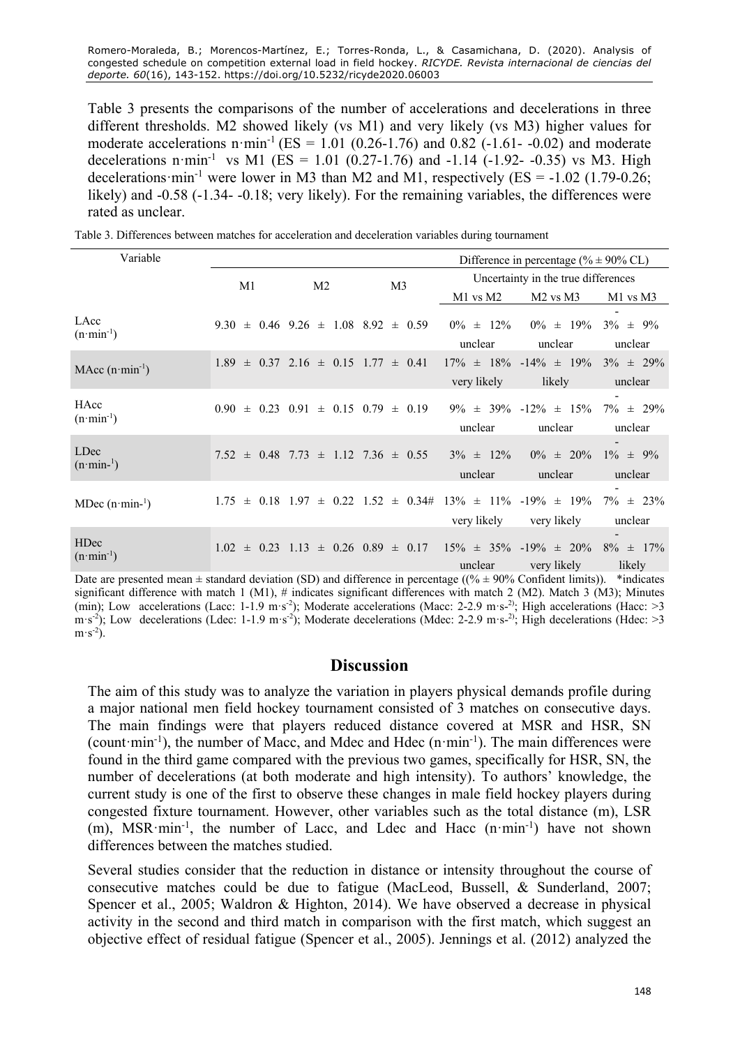Table 3 presents the comparisons of the number of accelerations and decelerations in three different thresholds. M2 showed likely (vs M1) and very likely (vs M3) higher values for moderate accelerations n·min$^{-1}$ (ES = 1.01 (0.26-1.76) and 0.82 (-1.61- -0.02) and moderate decelerations n·min$^{-1}$ vs M1 (ES = 1.01 (0.27-1.76) and -1.14 (-1.92- -0.35) vs M3. High decelerations·min$^{-1}$ were lower in M3 than M2 and M1, respectively (ES = -1.02 (1.79-0.26; likely) and -0.58 (-1.34- -0.18; very likely). For the remaining variables, the differences were rated as unclear.

Table 3. Differences between matches for acceleration and deceleration variables during tournament

| Variable | M1 | M2 | M3 | Difference in percentage (% ± 90% CL) Uncertainty in the true differences M1 vs M2 | M2 vs M3 | M1 vs M3 |
|---|---|---|---|---|---|---|
| LAcc (n·min$^{-1}$) | 9.30 ± 0.46 | 9.26 ± 1.08 | 8.92 ± 0.59 | 0% ± 12% unclear | 0% ± 19% unclear | -3% ± 9% unclear |
| MAcc (n·min$^{-1}$) | 1.89 ± 0.37 | 2.16 ± 0.15 | 1.77 ± 0.41 | 17% ± 18% very likely | -14% ± 19% likely | 3% ± 29% unclear |
| HAcc (n·min$^{-1}$) | 0.90 ± 0.23 | 0.91 ± 0.15 | 0.79 ± 0.19 | 9% ± 39% unclear | -12% ± 15% unclear | -7% ± 29% unclear |
| LDec (n·min-$^{1}$) | 7.52 ± 0.48 | 7.73 ± 1.12 | 7.36 ± 0.55 | 3% ± 12% unclear | 0% ± 20% unclear | -1% ± 9% unclear |
| MDec (n·min-$^{1}$) | 1.75 ± 0.18 | 1.97 ± 0.22 | 1.52 ± 0.34# | 13% ± 11% very likely | -19% ± 19% very likely | -7% ± 23% unclear |
| HDec (n·min$^{-1}$) | 1.02 ± 0.23 | 1.13 ± 0.26 | 0.89 ± 0.17 | 15% ± 35% unclear | -19% ± 20% very likely | -8% ± 17% likely |

Date are presented mean ± standard deviation (SD) and difference in percentage ((% ± 90% Confident limits)). *indicates significant difference with match 1 (M1), # indicates significant differences with match 2 (M2). Match 3 (M3); Minutes (min); Low accelerations (Lacc: 1-1.9 m·s$^{-2}$); Moderate accelerations (Macc: 2-2.9 m·s-$^{2)}$; High accelerations (Hacc: >3 m·s$^{-2}$); Low decelerations (Ldec: 1-1.9 m·s$^{-2}$); Moderate decelerations (Mdec: 2-2.9 m·s-$^{2)}$; High decelerations (Hdec: >3 m·s$^{-2}$).

## Discussion

The aim of this study was to analyze the variation in players physical demands profile during a major national men field hockey tournament consisted of 3 matches on consecutive days. The main findings were that players reduced distance covered at MSR and HSR, SN (count·min$^{-1}$), the number of Macc, and Mdec and Hdec (n·min$^{-1}$). The main differences were found in the third game compared with the previous two games, specifically for HSR, SN, the number of decelerations (at both moderate and high intensity). To authors' knowledge, the current study is one of the first to observe these changes in male field hockey players during congested fixture tournament. However, other variables such as the total distance (m), LSR (m), MSR·min$^{-1}$, the number of Lacc, and Ldec and Hacc (n·min$^{-1}$) have not shown differences between the matches studied.

Several studies consider that the reduction in distance or intensity throughout the course of consecutive matches could be due to fatigue (MacLeod, Bussell, & Sunderland, 2007; Spencer et al., 2005; Waldron & Highton, 2014). We have observed a decrease in physical activity in the second and third match in comparison with the first match, which suggest an objective effect of residual fatigue (Spencer et al., 2005). Jennings et al. (2012) analyzed the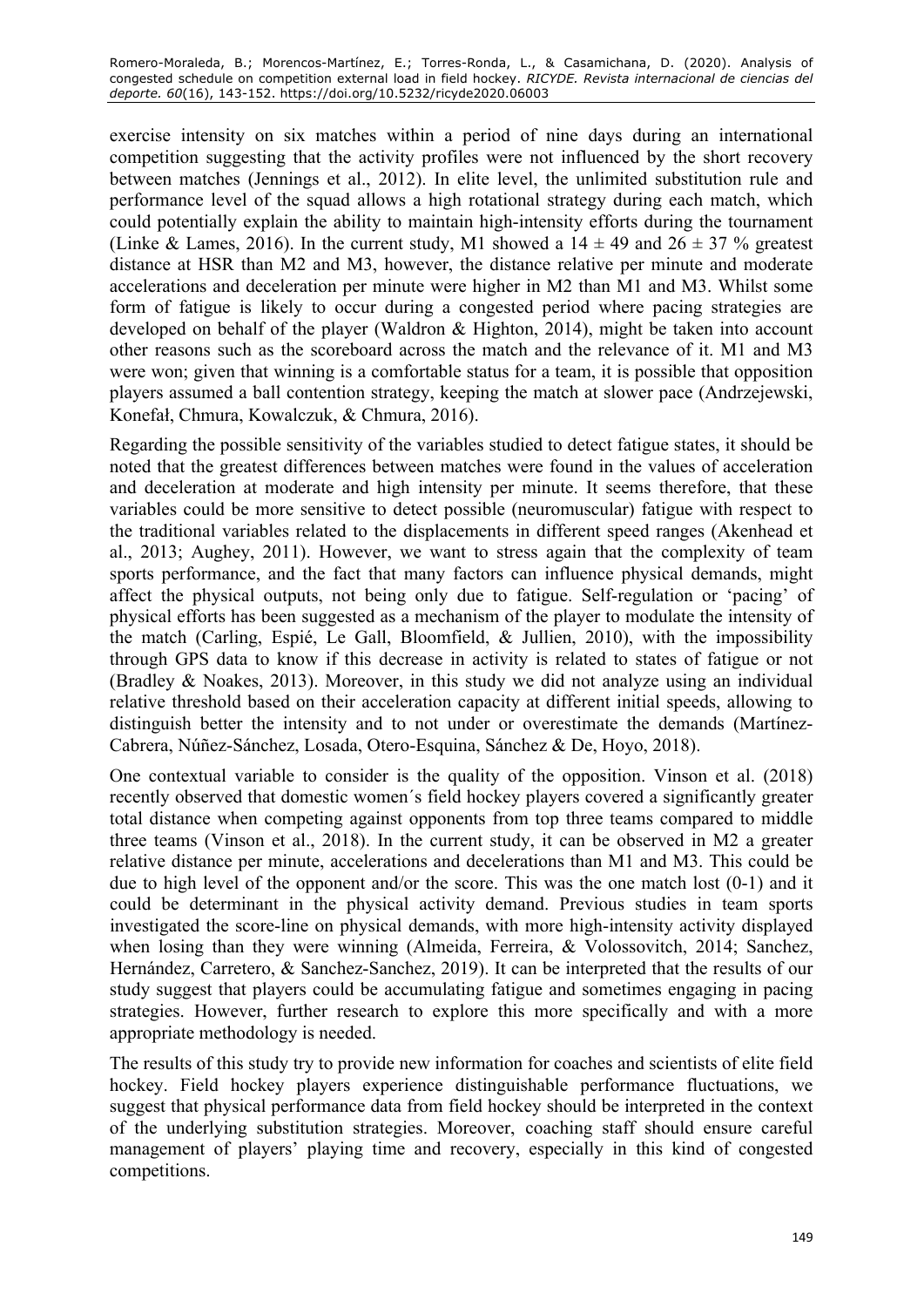exercise intensity on six matches within a period of nine days during an international competition suggesting that the activity profiles were not influenced by the short recovery between matches (Jennings et al., 2012). In elite level, the unlimited substitution rule and performance level of the squad allows a high rotational strategy during each match, which could potentially explain the ability to maintain high-intensity efforts during the tournament (Linke & Lames, 2016). In the current study, M1 showed a $14 \pm 49$ and $26 \pm 37$ % greatest distance at HSR than M2 and M3, however, the distance relative per minute and moderate accelerations and deceleration per minute were higher in M2 than M1 and M3. Whilst some form of fatigue is likely to occur during a congested period where pacing strategies are developed on behalf of the player (Waldron & Highton, 2014), might be taken into account other reasons such as the scoreboard across the match and the relevance of it. M1 and M3 were won; given that winning is a comfortable status for a team, it is possible that opposition players assumed a ball contention strategy, keeping the match at slower pace (Andrzejewski, Konefał, Chmura, Kowalczuk, & Chmura, 2016).

Regarding the possible sensitivity of the variables studied to detect fatigue states, it should be noted that the greatest differences between matches were found in the values of acceleration and deceleration at moderate and high intensity per minute. It seems therefore, that these variables could be more sensitive to detect possible (neuromuscular) fatigue with respect to the traditional variables related to the displacements in different speed ranges (Akenhead et al., 2013; Aughey, 2011). However, we want to stress again that the complexity of team sports performance, and the fact that many factors can influence physical demands, might affect the physical outputs, not being only due to fatigue. Self-regulation or 'pacing' of physical efforts has been suggested as a mechanism of the player to modulate the intensity of the match (Carling, Espié, Le Gall, Bloomfield, & Jullien, 2010), with the impossibility through GPS data to know if this decrease in activity is related to states of fatigue or not (Bradley & Noakes, 2013). Moreover, in this study we did not analyze using an individual relative threshold based on their acceleration capacity at different initial speeds, allowing to distinguish better the intensity and to not under or overestimate the demands (Martínez-Cabrera, Núñez-Sánchez, Losada, Otero-Esquina, Sánchez & De, Hoyo, 2018).

One contextual variable to consider is the quality of the opposition. Vinson et al. (2018) recently observed that domestic women´s field hockey players covered a significantly greater total distance when competing against opponents from top three teams compared to middle three teams (Vinson et al., 2018). In the current study, it can be observed in M2 a greater relative distance per minute, accelerations and decelerations than M1 and M3. This could be due to high level of the opponent and/or the score. This was the one match lost (0-1) and it could be determinant in the physical activity demand. Previous studies in team sports investigated the score-line on physical demands, with more high-intensity activity displayed when losing than they were winning (Almeida, Ferreira, & Volossovitch, 2014; Sanchez, Hernández, Carretero, & Sanchez-Sanchez, 2019). It can be interpreted that the results of our study suggest that players could be accumulating fatigue and sometimes engaging in pacing strategies. However, further research to explore this more specifically and with a more appropriate methodology is needed.

The results of this study try to provide new information for coaches and scientists of elite field hockey. Field hockey players experience distinguishable performance fluctuations, we suggest that physical performance data from field hockey should be interpreted in the context of the underlying substitution strategies. Moreover, coaching staff should ensure careful management of players' playing time and recovery, especially in this kind of congested competitions.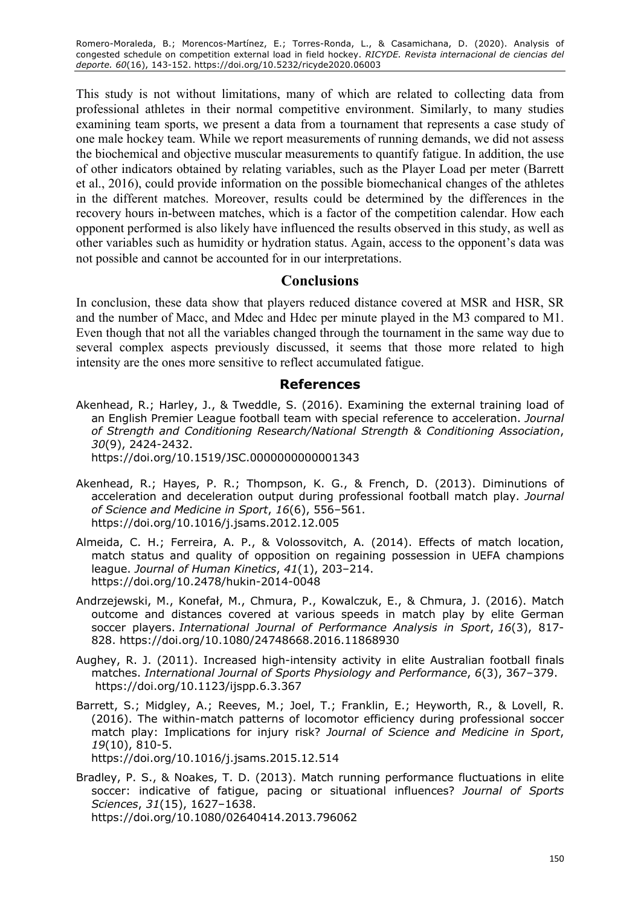This study is not without limitations, many of which are related to collecting data from professional athletes in their normal competitive environment. Similarly, to many studies examining team sports, we present a data from a tournament that represents a case study of one male hockey team. While we report measurements of running demands, we did not assess the biochemical and objective muscular measurements to quantify fatigue. In addition, the use of other indicators obtained by relating variables, such as the Player Load per meter (Barrett et al., 2016), could provide information on the possible biomechanical changes of the athletes in the different matches. Moreover, results could be determined by the differences in the recovery hours in-between matches, which is a factor of the competition calendar. How each opponent performed is also likely have influenced the results observed in this study, as well as other variables such as humidity or hydration status. Again, access to the opponent's data was not possible and cannot be accounted for in our interpretations.

## Conclusions

In conclusion, these data show that players reduced distance covered at MSR and HSR, SR and the number of Macc, and Mdec and Hdec per minute played in the M3 compared to M1. Even though that not all the variables changed through the tournament in the same way due to several complex aspects previously discussed, it seems that those more related to high intensity are the ones more sensitive to reflect accumulated fatigue.

## References

Akenhead, R.; Harley, J., & Tweddle, S. (2016). Examining the external training load of an English Premier League football team with special reference to acceleration. *Journal of Strength and Conditioning Research/National Strength & Conditioning Association*, *30*(9), 2424-2432. https://doi.org/10.1519/JSC.0000000000001343

Akenhead, R.; Hayes, P. R.; Thompson, K. G., & French, D. (2013). Diminutions of acceleration and deceleration output during professional football match play. *Journal of Science and Medicine in Sport*, *16*(6), 556–561. https://doi.org/10.1016/j.jsams.2012.12.005

Almeida, C. H.; Ferreira, A. P., & Volossovitch, A. (2014). Effects of match location, match status and quality of opposition on regaining possession in UEFA champions league. *Journal of Human Kinetics*, *41*(1), 203–214. https://doi.org/10.2478/hukin-2014-0048

Andrzejewski, M., Konefał, M., Chmura, P., Kowalczuk, E., & Chmura, J. (2016). Match outcome and distances covered at various speeds in match play by elite German soccer players. *International Journal of Performance Analysis in Sport*, *16*(3), 817-828. https://doi.org/10.1080/24748668.2016.11868930

Aughey, R. J. (2011). Increased high-intensity activity in elite Australian football finals matches. *International Journal of Sports Physiology and Performance*, *6*(3), 367–379. https://doi.org/10.1123/ijspp.6.3.367

Barrett, S.; Midgley, A.; Reeves, M.; Joel, T.; Franklin, E.; Heyworth, R., & Lovell, R. (2016). The within-match patterns of locomotor efficiency during professional soccer match play: Implications for injury risk? *Journal of Science and Medicine in Sport*, *19*(10), 810-5. https://doi.org/10.1016/j.jsams.2015.12.514

Bradley, P. S., & Noakes, T. D. (2013). Match running performance fluctuations in elite soccer: indicative of fatigue, pacing or situational influences? *Journal of Sports Sciences*, *31*(15), 1627–1638. https://doi.org/10.1080/02640414.2013.796062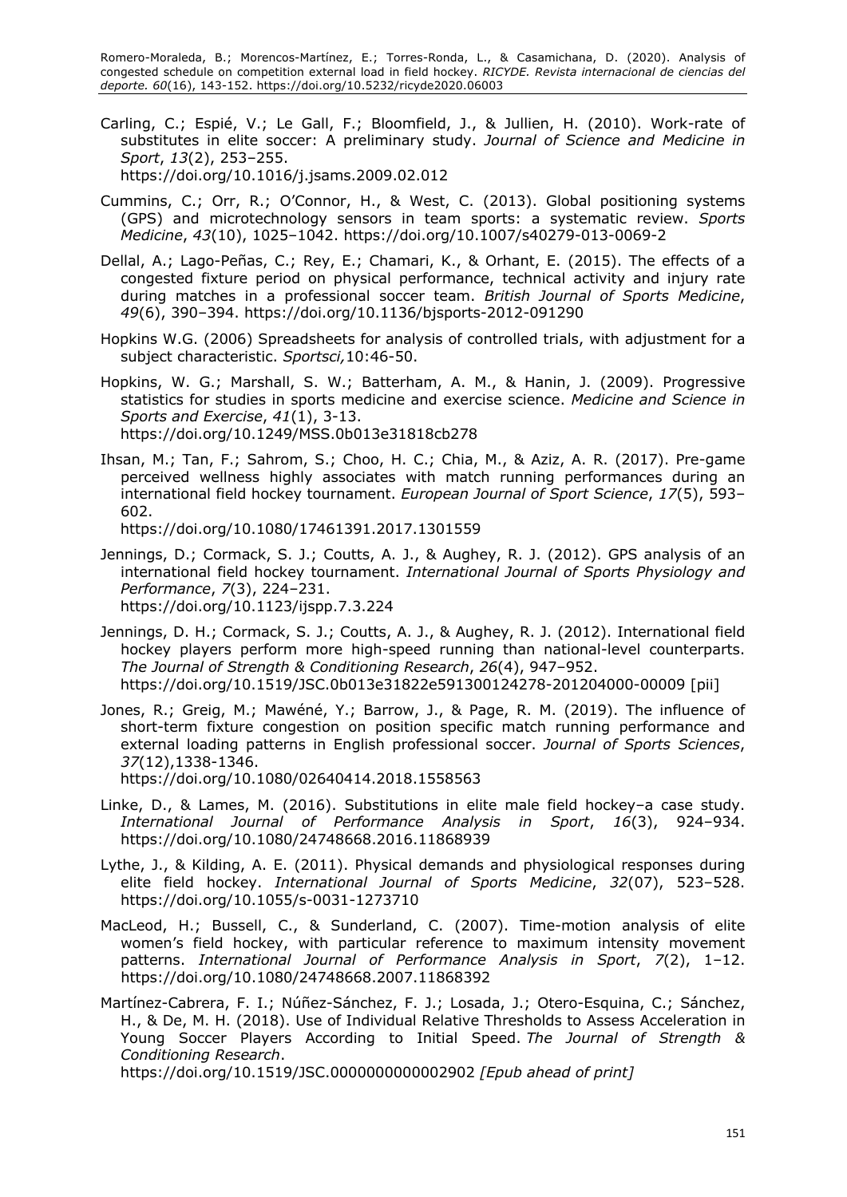Carling, C.; Espié, V.; Le Gall, F.; Bloomfield, J., & Jullien, H. (2010). Work-rate of substitutes in elite soccer: A preliminary study. *Journal of Science and Medicine in Sport*, *13*(2), 253–255. https://doi.org/10.1016/j.jsams.2009.02.012

Cummins, C.; Orr, R.; O'Connor, H., & West, C. (2013). Global positioning systems (GPS) and microtechnology sensors in team sports: a systematic review. *Sports Medicine*, *43*(10), 1025–1042. https://doi.org/10.1007/s40279-013-0069-2

Dellal, A.; Lago-Peñas, C.; Rey, E.; Chamari, K., & Orhant, E. (2015). The effects of a congested fixture period on physical performance, technical activity and injury rate during matches in a professional soccer team. *British Journal of Sports Medicine*, *49*(6), 390–394. https://doi.org/10.1136/bjsports-2012-091290

Hopkins W.G. (2006) Spreadsheets for analysis of controlled trials, with adjustment for a subject characteristic. *Sportsci,*10:46-50.

Hopkins, W. G.; Marshall, S. W.; Batterham, A. M., & Hanin, J. (2009). Progressive statistics for studies in sports medicine and exercise science. *Medicine and Science in Sports and Exercise*, *41*(1), 3-13. https://doi.org/10.1249/MSS.0b013e31818cb278

Ihsan, M.; Tan, F.; Sahrom, S.; Choo, H. C.; Chia, M., & Aziz, A. R. (2017). Pre-game perceived wellness highly associates with match running performances during an international field hockey tournament. *European Journal of Sport Science*, *17*(5), 593–602. https://doi.org/10.1080/17461391.2017.1301559

Jennings, D.; Cormack, S. J.; Coutts, A. J., & Aughey, R. J. (2012). GPS analysis of an international field hockey tournament. *International Journal of Sports Physiology and Performance*, *7*(3), 224–231. https://doi.org/10.1123/ijspp.7.3.224

Jennings, D. H.; Cormack, S. J.; Coutts, A. J., & Aughey, R. J. (2012). International field hockey players perform more high-speed running than national-level counterparts. *The Journal of Strength & Conditioning Research*, *26*(4), 947–952. https://doi.org/10.1519/JSC.0b013e31822e591300124278-201204000-00009 [pii]

Jones, R.; Greig, M.; Mawéné, Y.; Barrow, J., & Page, R. M. (2019). The influence of short-term fixture congestion on position specific match running performance and external loading patterns in English professional soccer. *Journal of Sports Sciences*, *37*(12),1338-1346. https://doi.org/10.1080/02640414.2018.1558563

Linke, D., & Lames, M. (2016). Substitutions in elite male field hockey–a case study. *International Journal of Performance Analysis in Sport*, *16*(3), 924–934. https://doi.org/10.1080/24748668.2016.11868939

Lythe, J., & Kilding, A. E. (2011). Physical demands and physiological responses during elite field hockey. *International Journal of Sports Medicine*, *32*(07), 523–528. https://doi.org/10.1055/s-0031-1273710

MacLeod, H.; Bussell, C., & Sunderland, C. (2007). Time-motion analysis of elite women's field hockey, with particular reference to maximum intensity movement patterns. *International Journal of Performance Analysis in Sport*, *7*(2), 1–12. https://doi.org/10.1080/24748668.2007.11868392

Martínez-Cabrera, F. I.; Núñez-Sánchez, F. J.; Losada, J.; Otero-Esquina, C.; Sánchez, H., & De, M. H. (2018). Use of Individual Relative Thresholds to Assess Acceleration in Young Soccer Players According to Initial Speed. *The Journal of Strength & Conditioning Research*. https://doi.org/10.1519/JSC.0000000000002902 *[Epub ahead of print]*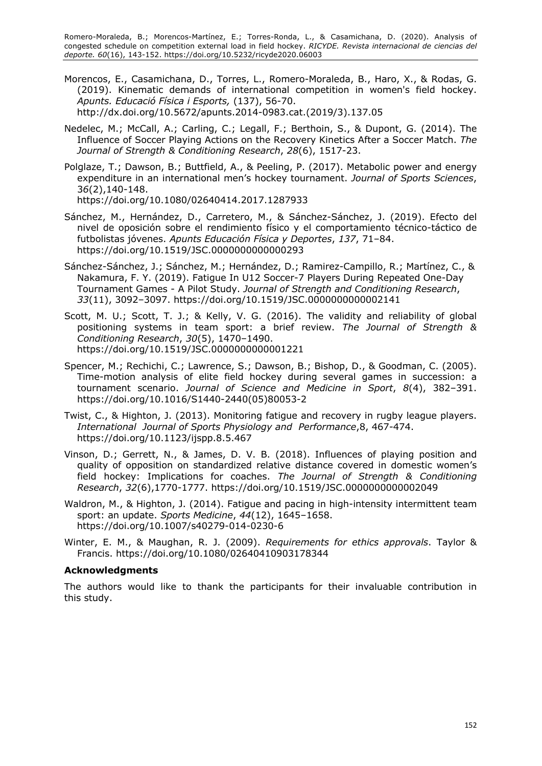Morencos, E., Casamichana, D., Torres, L., Romero-Moraleda, B., Haro, X., & Rodas, G. (2019). Kinematic demands of international competition in women's field hockey. *Apunts. Educació Física i Esports,* (137), 56-70. http://dx.doi.org/10.5672/apunts.2014-0983.cat.(2019/3).137.05

Nedelec, M.; McCall, A.; Carling, C.; Legall, F.; Berthoin, S., & Dupont, G. (2014). The Influence of Soccer Playing Actions on the Recovery Kinetics After a Soccer Match. *The Journal of Strength & Conditioning Research*, *28*(6), 1517-23.

Polglaze, T.; Dawson, B.; Buttfield, A., & Peeling, P. (2017). Metabolic power and energy expenditure in an international men's hockey tournament. *Journal of Sports Sciences*, *36*(2),140-148. https://doi.org/10.1080/02640414.2017.1287933

Sánchez, M., Hernández, D., Carretero, M., & Sánchez-Sánchez, J. (2019). Efecto del nivel de oposición sobre el rendimiento físico y el comportamiento técnico-táctico de futbolistas jóvenes. *Apunts Educación Física y Deportes*, *137*, 71–84. https://doi.org/10.1519/JSC.0000000000000293

Sánchez-Sánchez, J.; Sánchez, M.; Hernández, D.; Ramirez-Campillo, R.; Martínez, C., & Nakamura, F. Y. (2019). Fatigue In U12 Soccer-7 Players During Repeated One-Day Tournament Games - A Pilot Study. *Journal of Strength and Conditioning Research*, *33*(11), 3092–3097. https://doi.org/10.1519/JSC.0000000000002141

Scott, M. U.; Scott, T. J.; & Kelly, V. G. (2016). The validity and reliability of global positioning systems in team sport: a brief review. *The Journal of Strength & Conditioning Research*, *30*(5), 1470–1490. https://doi.org/10.1519/JSC.0000000000001221

Spencer, M.; Rechichi, C.; Lawrence, S.; Dawson, B.; Bishop, D., & Goodman, C. (2005). Time-motion analysis of elite field hockey during several games in succession: a tournament scenario. *Journal of Science and Medicine in Sport*, *8*(4), 382–391. https://doi.org/10.1016/S1440-2440(05)80053-2

Twist, C., & Highton, J. (2013). Monitoring fatigue and recovery in rugby league players. *International Journal of Sports Physiology and Performance*,8, 467-474. https://doi.org/10.1123/ijspp.8.5.467

Vinson, D.; Gerrett, N., & James, D. V. B. (2018). Influences of playing position and quality of opposition on standardized relative distance covered in domestic women's field hockey: Implications for coaches. *The Journal of Strength & Conditioning Research*, *32*(6),1770-1777. https://doi.org/10.1519/JSC.0000000000002049

Waldron, M., & Highton, J. (2014). Fatigue and pacing in high-intensity intermittent team sport: an update. *Sports Medicine*, *44*(12), 1645–1658. https://doi.org/10.1007/s40279-014-0230-6

Winter, E. M., & Maughan, R. J. (2009). *Requirements for ethics approvals*. Taylor & Francis. https://doi.org/10.1080/02640410903178344

**Acknowledgments**

The authors would like to thank the participants for their invaluable contribution in this study.